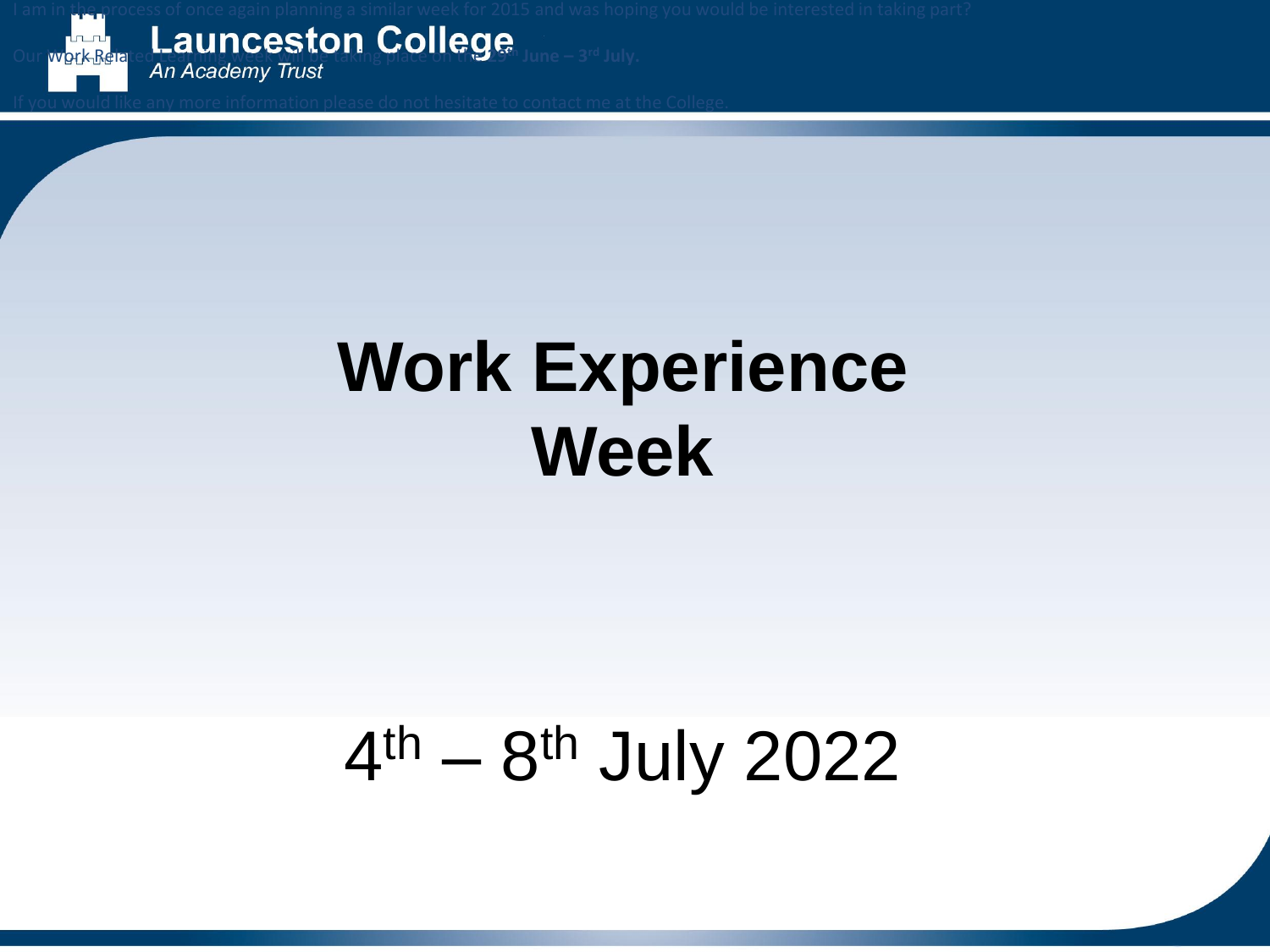**Launceston College**

*An Academy Trust*

# Work Experience Week

4th – 8th July 2022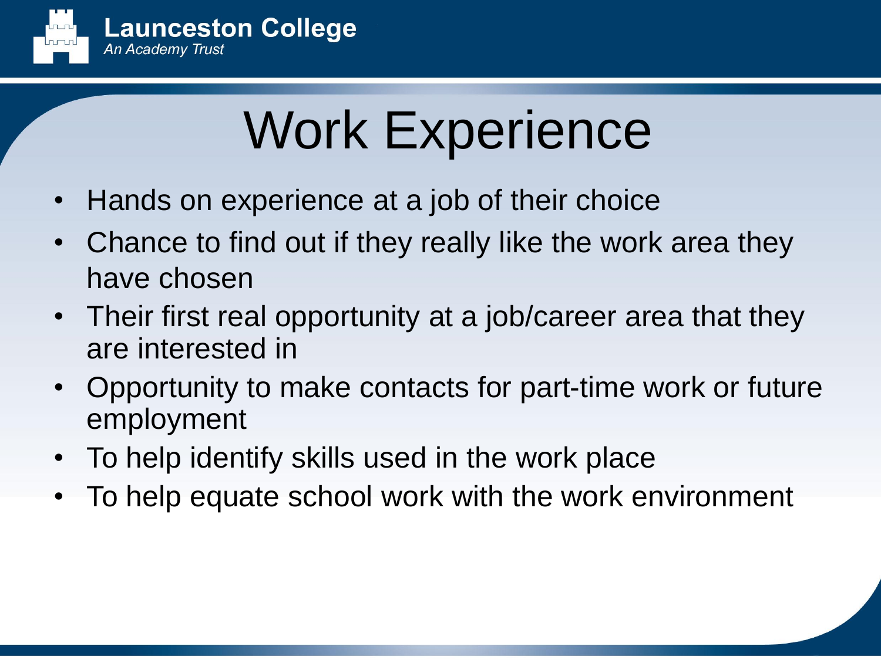# Work Experience

- Hands on experience at a job of their choice
- Chance to find out if they really like the work area they have chosen
- Their first real opportunity at a job/career area that they are interested in
- Opportunity to make contacts for part-time work or future employment
- To help identify skills used in the work place
- To help equate school work with the work environment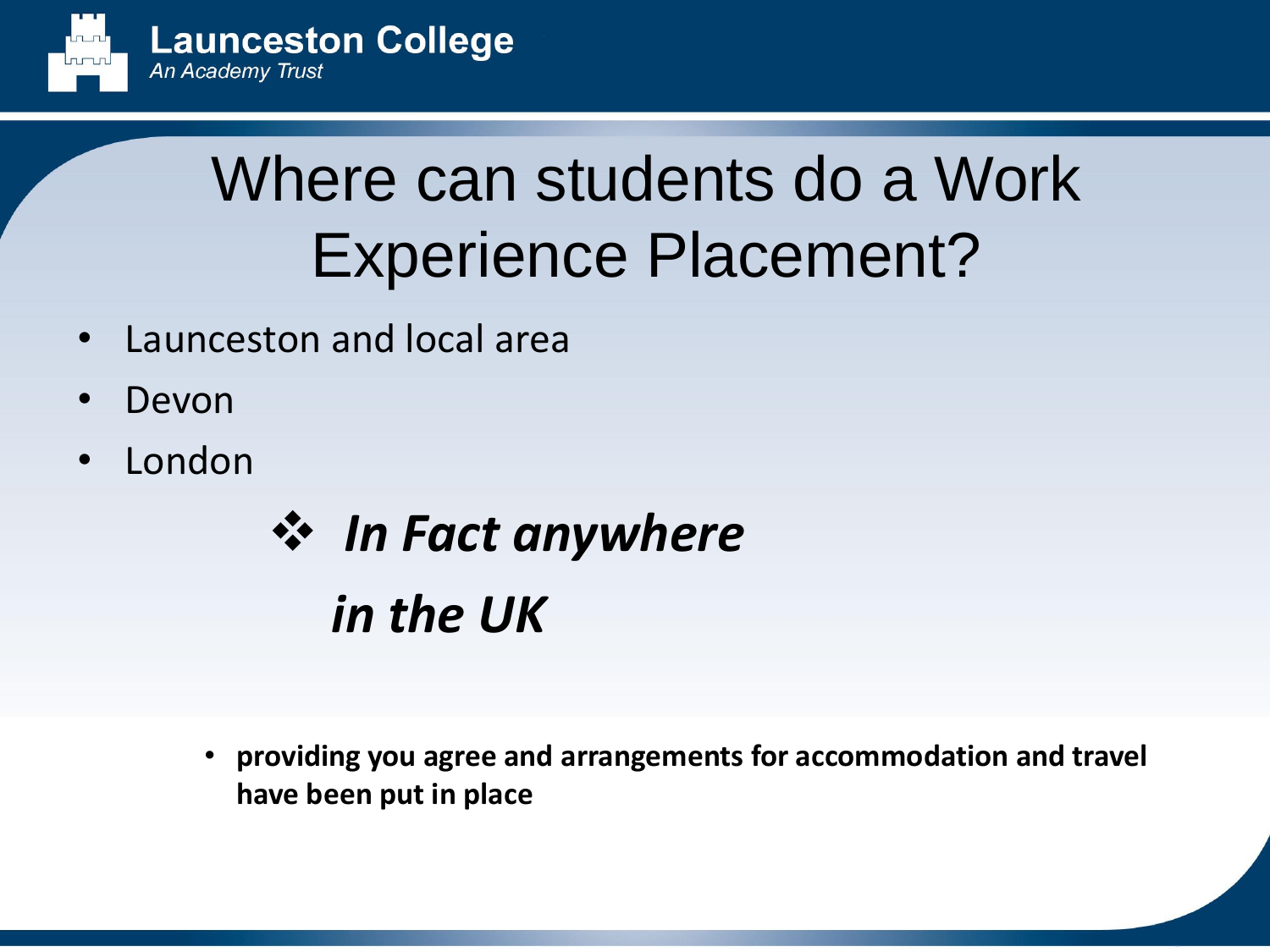# Where can students do a Work Experience Placement?

- Launceston and local area
- Devon
- London

❖ ***In Fact anywhere in the UK***

- **providing you agree and arrangements for accommodation and travel have been put in place**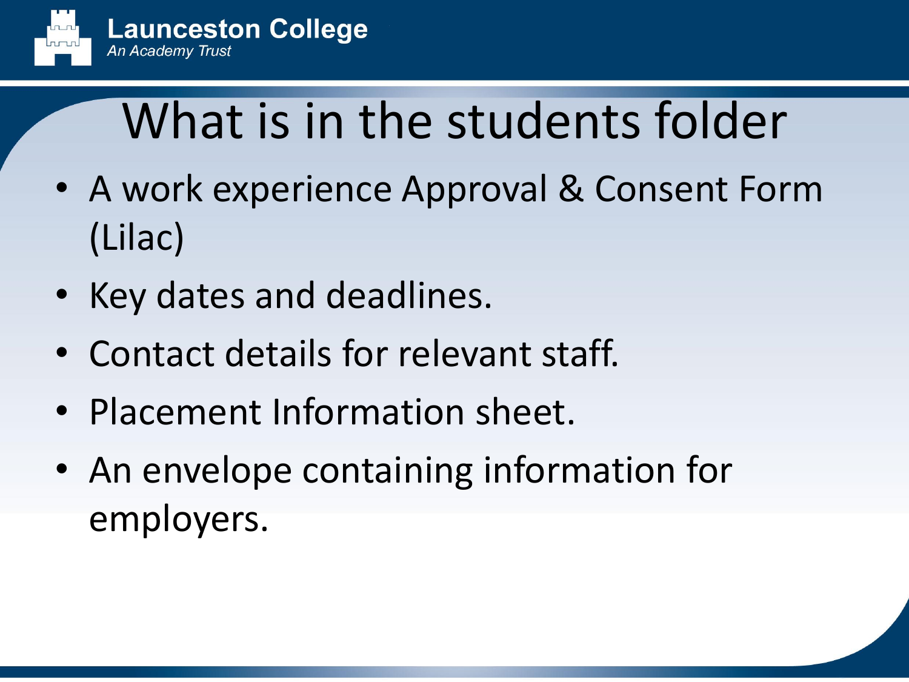# What is in the students folder

- A work experience Approval & Consent Form (Lilac)
- Key dates and deadlines.
- Contact details for relevant staff.
- Placement Information sheet.
- An envelope containing information for employers.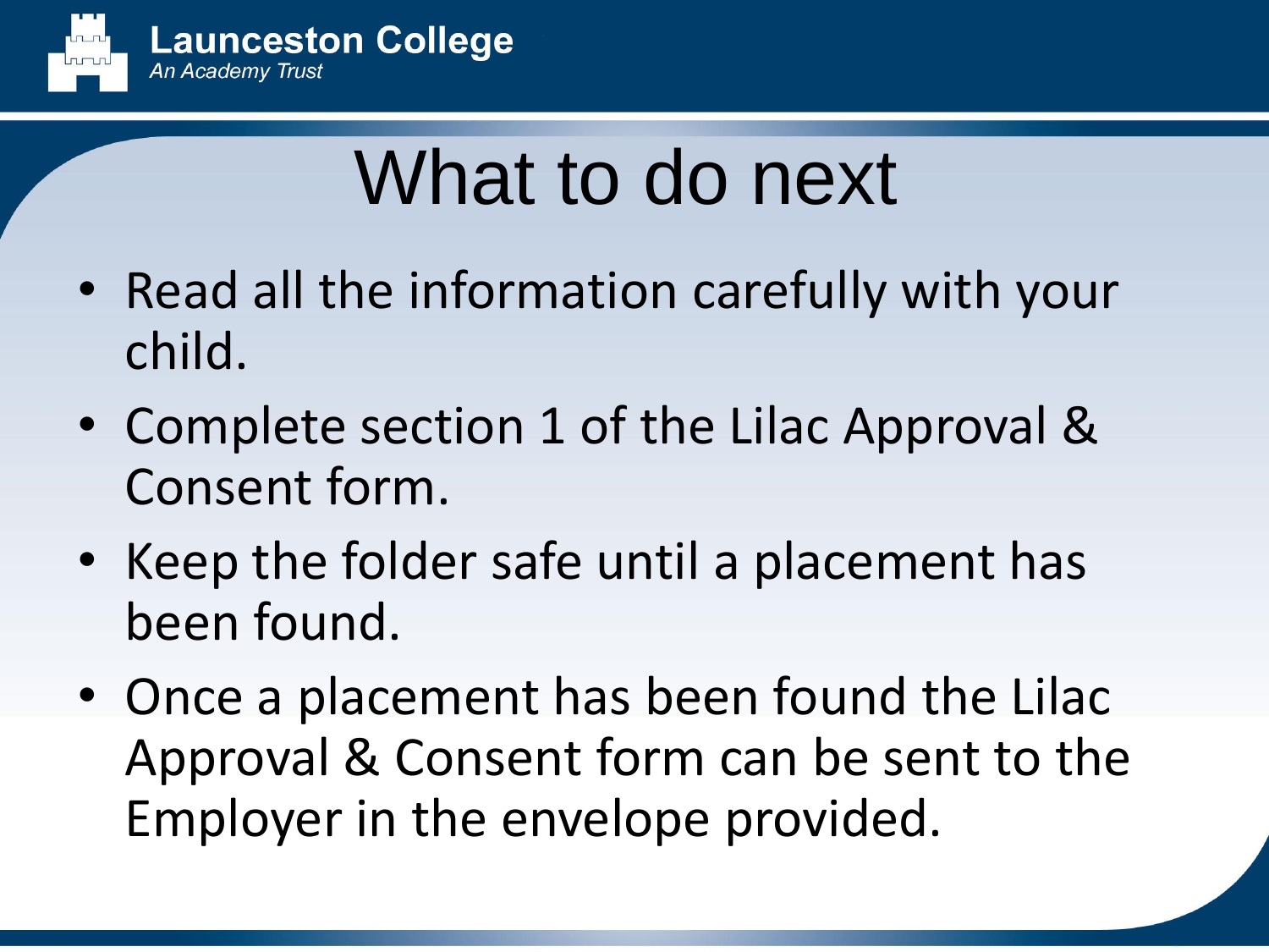# What to do next

- Read all the information carefully with your child.
- Complete section 1 of the Lilac Approval & Consent form.
- Keep the folder safe until a placement has been found.
- Once a placement has been found the Lilac Approval & Consent form can be sent to the Employer in the envelope provided.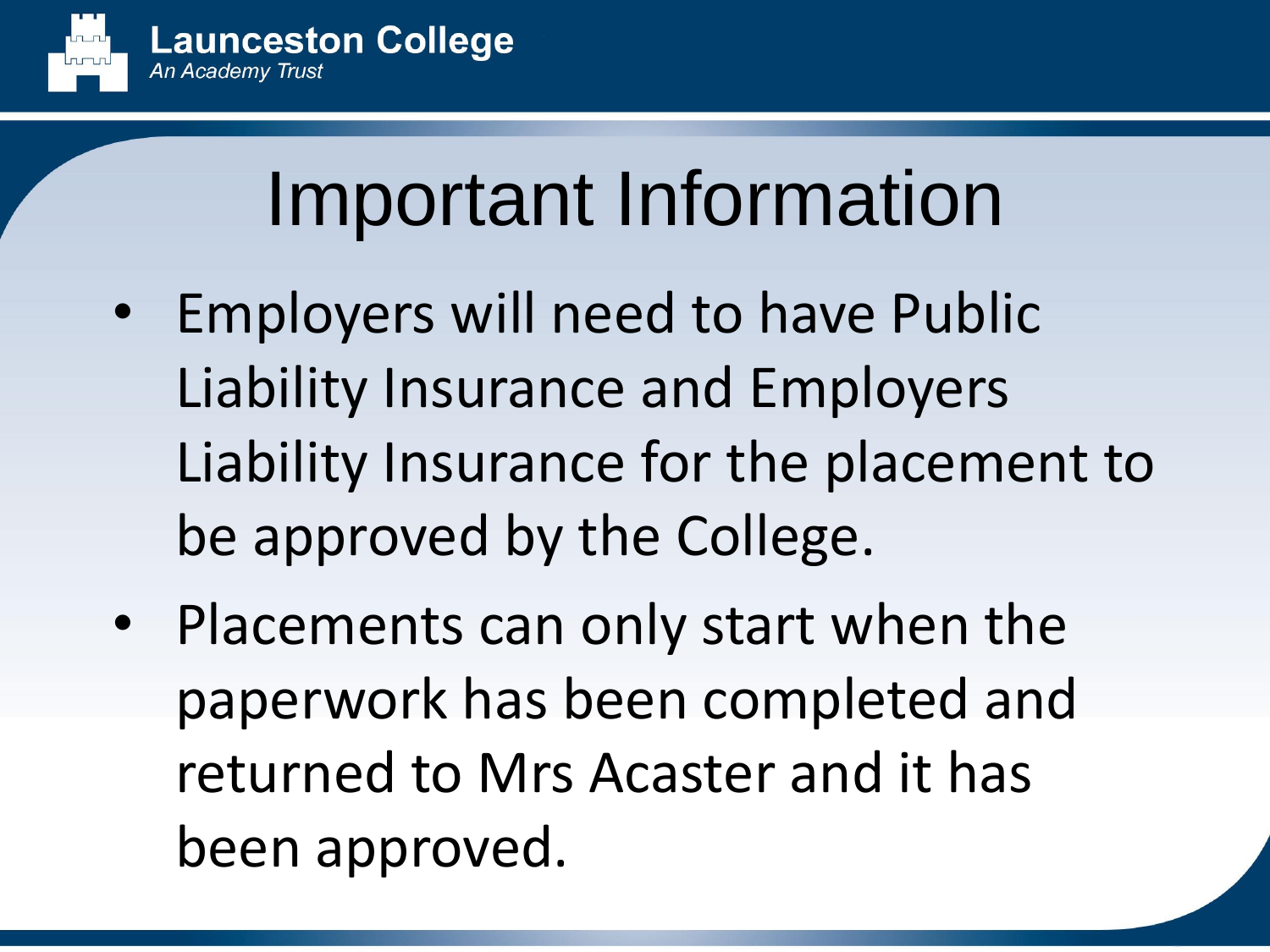# Important Information

- Employers will need to have Public Liability Insurance and Employers Liability Insurance for the placement to be approved by the College.
- Placements can only start when the paperwork has been completed and returned to Mrs Acaster and it has been approved.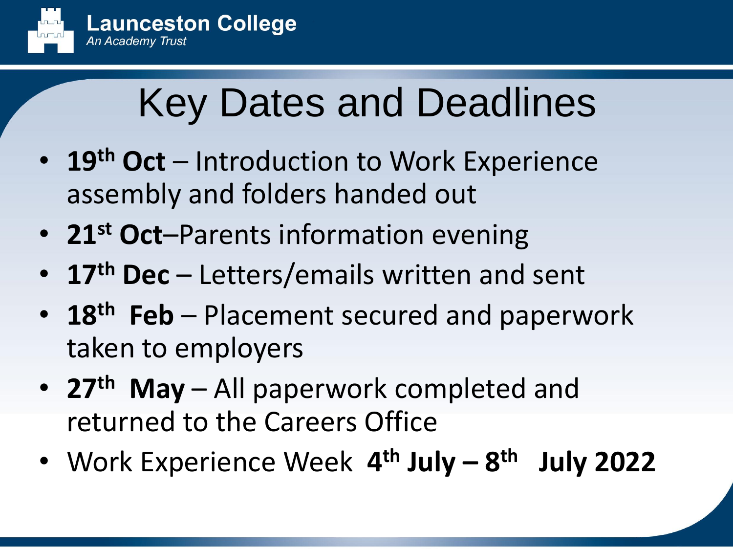Launceston College
*An Academy Trust*

# Key Dates and Deadlines

- **19th Oct** – Introduction to Work Experience assembly and folders handed out
- **21st Oct**–Parents information evening
- **17th Dec** – Letters/emails written and sent
- **18th Feb** – Placement secured and paperwork taken to employers
- **27th May** – All paperwork completed and returned to the Careers Office
- Work Experience Week **4th July – 8th July 2022**